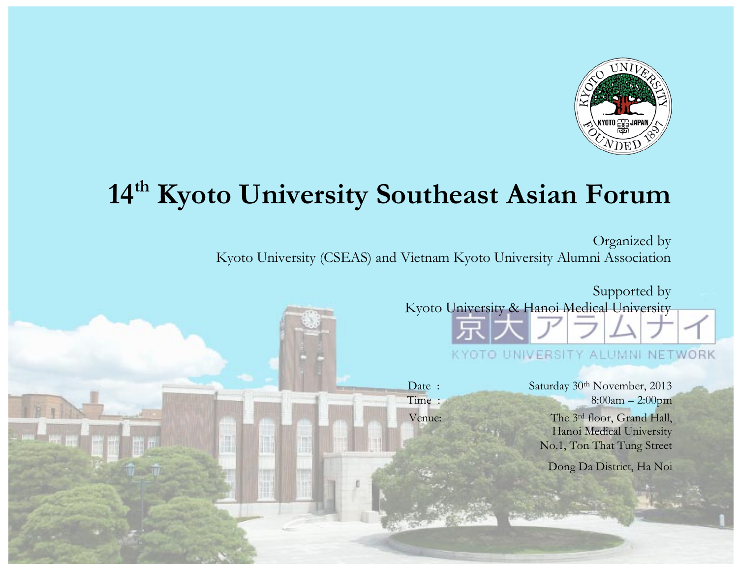# 14th Kyoto University Southeast Asian Forum

Organized by
Kyoto University (CSEAS) and Vietnam Kyoto University Alumni Association

Supported by
Kyoto University & Hanoi Medical University

京大アラムナイ

KYOTO UNIVERSITY ALUMNI NETWORK

Date : Saturday 30th November, 2013

Time : 8:00am – 2:00pm

Venue: The 3rd floor, Grand Hall, Hanoi Medical University
No.1, Ton That Tung Street
Dong Da District, Ha Noi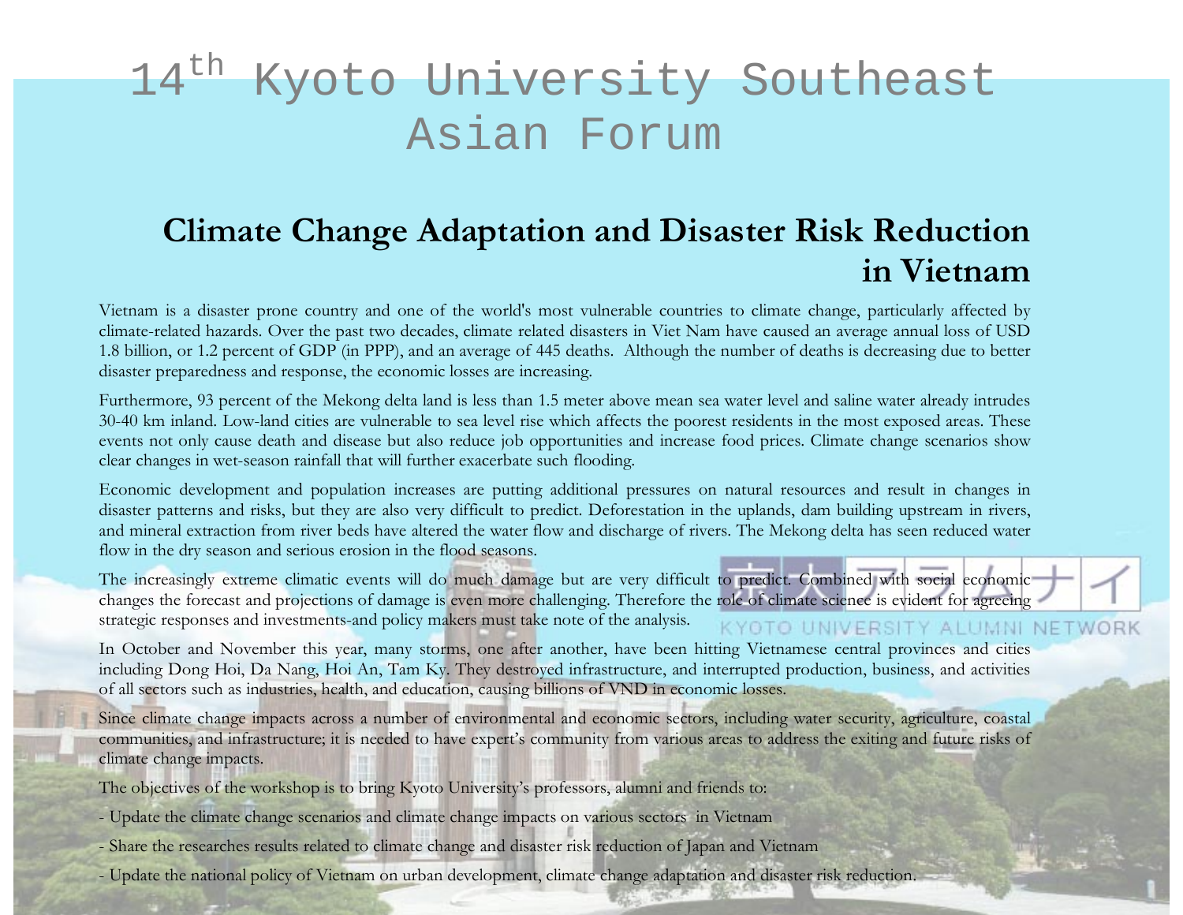# 14th Kyoto University Southeast Asian Forum

## Climate Change Adaptation and Disaster Risk Reduction in Vietnam

Vietnam is a disaster prone country and one of the world's most vulnerable countries to climate change, particularly affected by climate-related hazards. Over the past two decades, climate related disasters in Viet Nam have caused an average annual loss of USD 1.8 billion, or 1.2 percent of GDP (in PPP), and an average of 445 deaths. Although the number of deaths is decreasing due to better disaster preparedness and response, the economic losses are increasing.

Furthermore, 93 percent of the Mekong delta land is less than 1.5 meter above mean sea water level and saline water already intrudes 30-40 km inland. Low-land cities are vulnerable to sea level rise which affects the poorest residents in the most exposed areas. These events not only cause death and disease but also reduce job opportunities and increase food prices. Climate change scenarios show clear changes in wet-season rainfall that will further exacerbate such flooding.

Economic development and population increases are putting additional pressures on natural resources and result in changes in disaster patterns and risks, but they are also very difficult to predict. Deforestation in the uplands, dam building upstream in rivers, and mineral extraction from river beds have altered the water flow and discharge of rivers. The Mekong delta has seen reduced water flow in the dry season and serious erosion in the flood seasons.

The increasingly extreme climatic events will do much damage but are very difficult to predict. Combined with social economic changes the forecast and projections of damage is even more challenging. Therefore the role of climate science is evident for agreeing strategic responses and investments-and policy makers must take note of the analysis.

In October and November this year, many storms, one after another, have been hitting Vietnamese central provinces and cities including Dong Hoi, Da Nang, Hoi An, Tam Ky. They destroyed infrastructure, and interrupted production, business, and activities of all sectors such as industries, health, and education, causing billions of VND in economic losses.

Since climate change impacts across a number of environmental and economic sectors, including water security, agriculture, coastal communities, and infrastructure; it is needed to have expert's community from various areas to address the exiting and future risks of climate change impacts.

The objectives of the workshop is to bring Kyoto University's professors, alumni and friends to:

- Update the climate change scenarios and climate change impacts on various sectors in Vietnam
- Share the researches results related to climate change and disaster risk reduction of Japan and Vietnam
- Update the national policy of Vietnam on urban development, climate change adaptation and disaster risk reduction.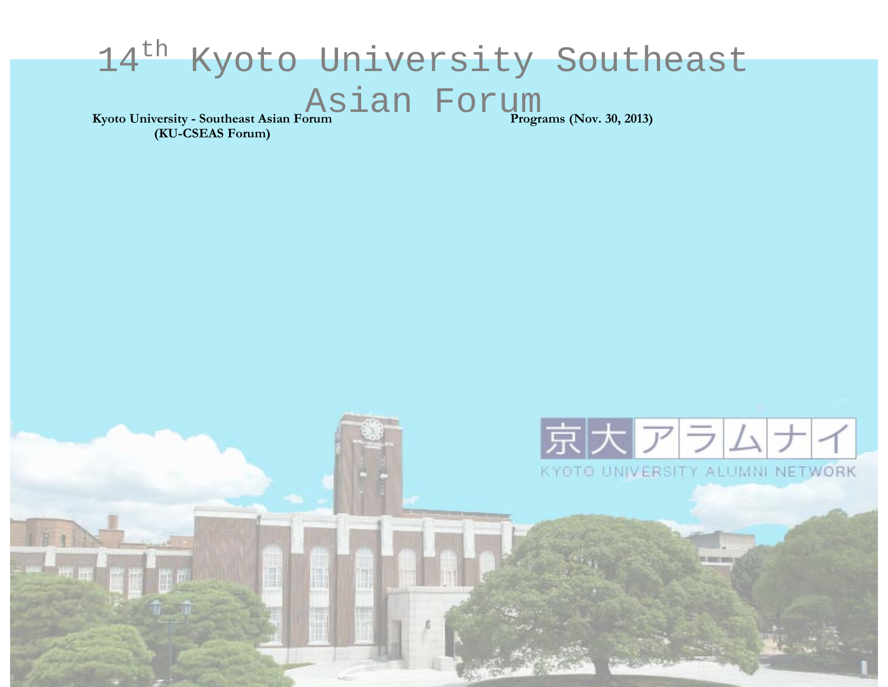# 14th Kyoto University Southeast Asian Forum

**Kyoto University - Southeast Asian Forum (KU-CSEAS Forum)**

**Programs (Nov. 30, 2013)**

京大アラムナイ

KYOTO UNIVERSITY ALUMNI NETWORK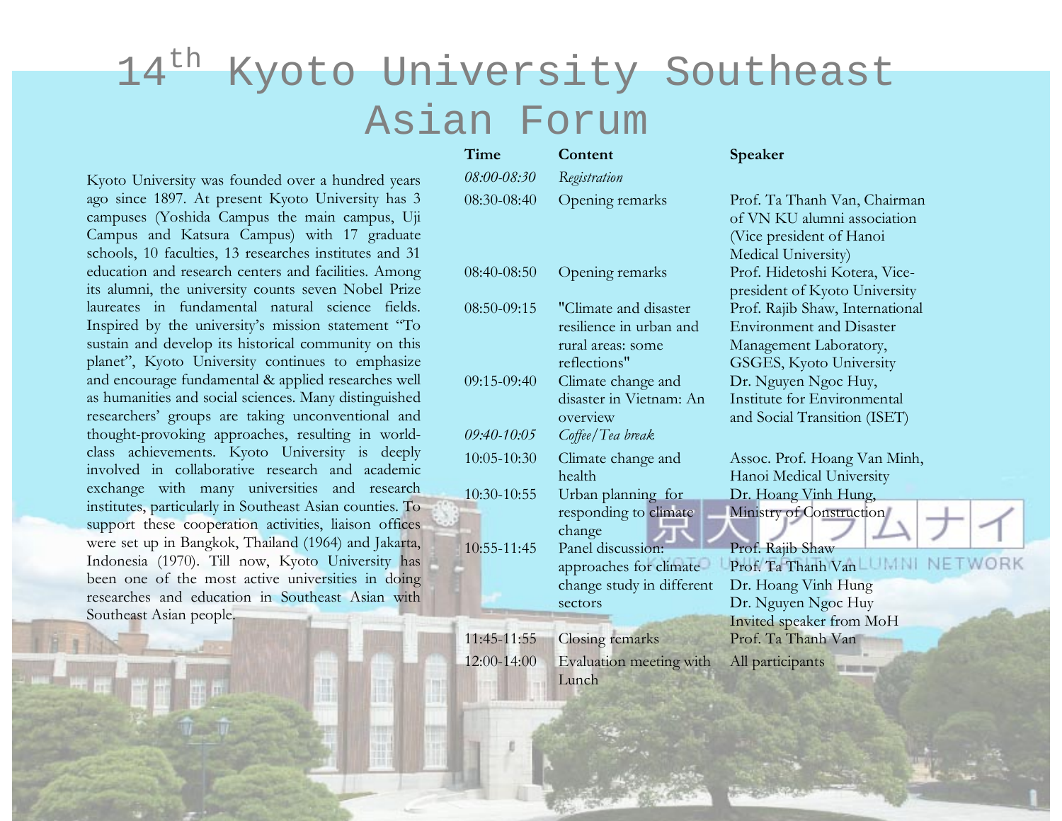# 14th Kyoto University Southeast Asian Forum

Kyoto University was founded over a hundred years ago since 1897. At present Kyoto University has 3 campuses (Yoshida Campus the main campus, Uji Campus and Katsura Campus) with 17 graduate schools, 10 faculties, 13 researches institutes and 31 education and research centers and facilities. Among its alumni, the university counts seven Nobel Prize laureates in fundamental natural science fields. Inspired by the university's mission statement "To sustain and develop its historical community on this planet", Kyoto University continues to emphasize and encourage fundamental & applied researches well as humanities and social sciences. Many distinguished researchers' groups are taking unconventional and thought-provoking approaches, resulting in world-class achievements. Kyoto University is deeply involved in collaborative research and academic exchange with many universities and research institutes, particularly in Southeast Asian counties. To support these cooperation activities, liaison offices were set up in Bangkok, Thailand (1964) and Jakarta, Indonesia (1970). Till now, Kyoto University has been one of the most active universities in doing researches and education in Southeast Asian with Southeast Asian people.

| Time | Content | Speaker |
|---|---|---|
| *08:00-08:30* | *Registration* | |
| 08:30-08:40 | Opening remarks | Prof. Ta Thanh Van, Chairman of VN KU alumni association (Vice president of Hanoi Medical University) |
| 08:40-08:50 | Opening remarks | Prof. Hidetoshi Kotera, Vice-president of Kyoto University |
| 08:50-09:15 | "Climate and disaster resilience in urban and rural areas: some reflections" | Prof. Rajib Shaw, International Environment and Disaster Management Laboratory, GSGES, Kyoto University |
| 09:15-09:40 | Climate change and disaster in Vietnam: An overview | Dr. Nguyen Ngoc Huy, Institute for Environmental and Social Transition (ISET) |
| *09:40-10:05* | *Coffee/Tea break* | |
| 10:05-10:30 | Climate change and health | Assoc. Prof. Hoang Van Minh, Hanoi Medical University |
| 10:30-10:55 | Urban planning for responding to climate change | Dr. Hoang Vinh Hung, Ministry of Construction |
| 10:55-11:45 | Panel discussion: approaches for climate change study in different sectors | Prof. Rajib Shaw<br>Prof. Ta Thanh Van<br>Dr. Hoang Vinh Hung<br>Dr. Nguyen Ngoc Huy<br>Invited speaker from MoH |
| 11:45-11:55 | Closing remarks | Prof. Ta Thanh Van |
| 12:00-14:00 | Evaluation meeting with Lunch | All participants |